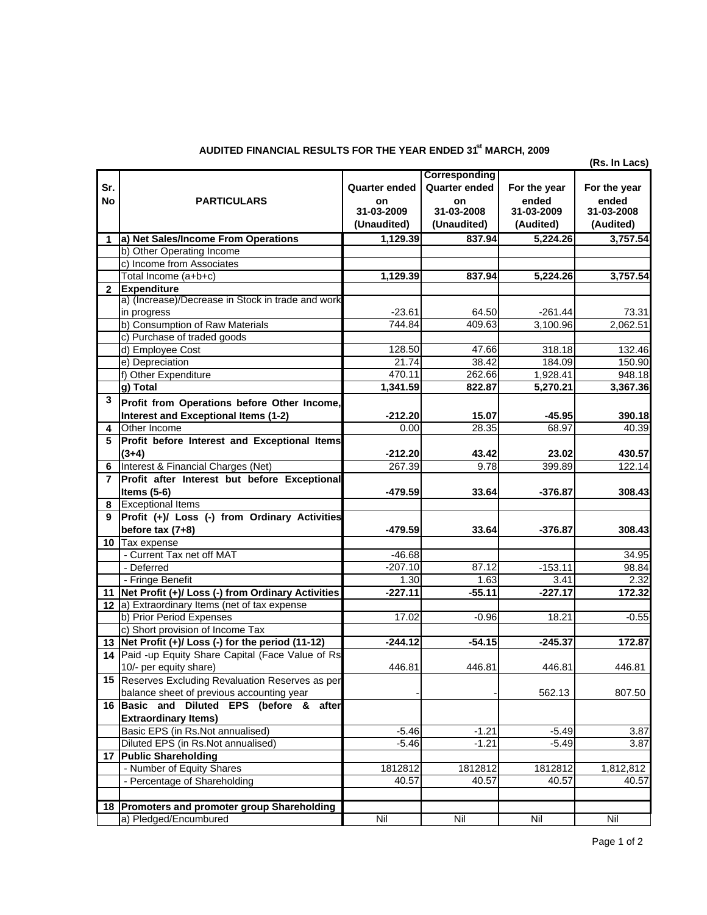## AUDITED FINANCIAL RESULTS FOR THE YEAR ENDED 31st MARCH, 2009

(Rs. In Lacs)

| Sr. No | PARTICULARS | Quarter ended on 31-03-2009 (Unaudited) | Corresponding Quarter ended on 31-03-2008 (Unaudited) | For the year ended 31-03-2009 (Audited) | For the year ended 31-03-2008 (Audited) |
|---|---|---|---|---|---|
| 1 | **a) Net Sales/Income From Operations** | **1,129.39** | **837.94** | **5,224.26** | **3,757.54** |
| | b) Other Operating Income | | | | |
| | c) Income from Associates | | | | |
| | Total Income (a+b+c) | **1,129.39** | **837.94** | **5,224.26** | **3,757.54** |
| 2 | **Expenditure** | | | | |
| | a) (Increase)/Decrease in Stock in trade and work in progress | -23.61 | 64.50 | -261.44 | 73.31 |
| | b) Consumption of Raw Materials | 744.84 | 409.63 | 3,100.96 | 2,062.51 |
| | c) Purchase of traded goods | | | | |
| | d) Employee Cost | 128.50 | 47.66 | 318.18 | 132.46 |
| | e) Depreciation | 21.74 | 38.42 | 184.09 | 150.90 |
| | f) Other Expenditure | 470.11 | 262.66 | 1,928.41 | 948.18 |
| | **g) Total** | **1,341.59** | **822.87** | **5,270.21** | **3,367.36** |
| 3 | **Profit from Operations before Other Income, Interest and Exceptional Items (1-2)** | **-212.20** | **15.07** | **-45.95** | **390.18** |
| 4 | Other Income | 0.00 | 28.35 | 68.97 | 40.39 |
| 5 | **Profit before Interest and Exceptional Items (3+4)** | **-212.20** | **43.42** | **23.02** | **430.57** |
| 6 | Interest & Financial Charges (Net) | 267.39 | 9.78 | 399.89 | 122.14 |
| 7 | **Profit after Interest but before Exceptional Items (5-6)** | **-479.59** | **33.64** | **-376.87** | **308.43** |
| 8 | Exceptional Items | | | | |
| 9 | **Profit (+)/ Loss (-) from Ordinary Activities before tax (7+8)** | **-479.59** | **33.64** | **-376.87** | **308.43** |
| 10 | Tax expense | | | | |
| | - Current Tax net off MAT | -46.68 | | | 34.95 |
| | - Deferred | -207.10 | 87.12 | -153.11 | 98.84 |
| | - Fringe Benefit | 1.30 | 1.63 | 3.41 | 2.32 |
| 11 | **Net Profit (+)/ Loss (-) from Ordinary Activities** | **-227.11** | **-55.11** | **-227.17** | **172.32** |
| 12 | a) Extraordinary Items (net of tax expense | | | | |
| | b) Prior Period Expenses | 17.02 | -0.96 | 18.21 | -0.55 |
| | c) Short provision of Income Tax | | | | |
| 13 | **Net Profit (+)/ Loss (-) for the period (11-12)** | **-244.12** | **-54.15** | **-245.37** | **172.87** |
| 14 | Paid -up Equity Share Capital (Face Value of Rs 10/- per equity share) | 446.81 | 446.81 | 446.81 | 446.81 |
| 15 | Reserves Excluding Revaluation Reserves as per balance sheet of previous accounting year | - | - | 562.13 | 807.50 |
| 16 | **Basic and Diluted EPS (before & after Extraordinary Items)** | | | | |
| | Basic EPS (in Rs.Not annualised) | -5.46 | -1.21 | -5.49 | 3.87 |
| | Diluted EPS (in Rs.Not annualised) | -5.46 | -1.21 | -5.49 | 3.87 |
| 17 | **Public Shareholding** | | | | |
| | - Number of Equity Shares | 1812812 | 1812812 | 1812812 | 1,812,812 |
| | - Percentage of Shareholding | 40.57 | 40.57 | 40.57 | 40.57 |
| | | | | | |
| 18 | **Promoters and promoter group Shareholding** | | | | |
| | a) Pledged/Encumbured | Nil | Nil | Nil | Nil |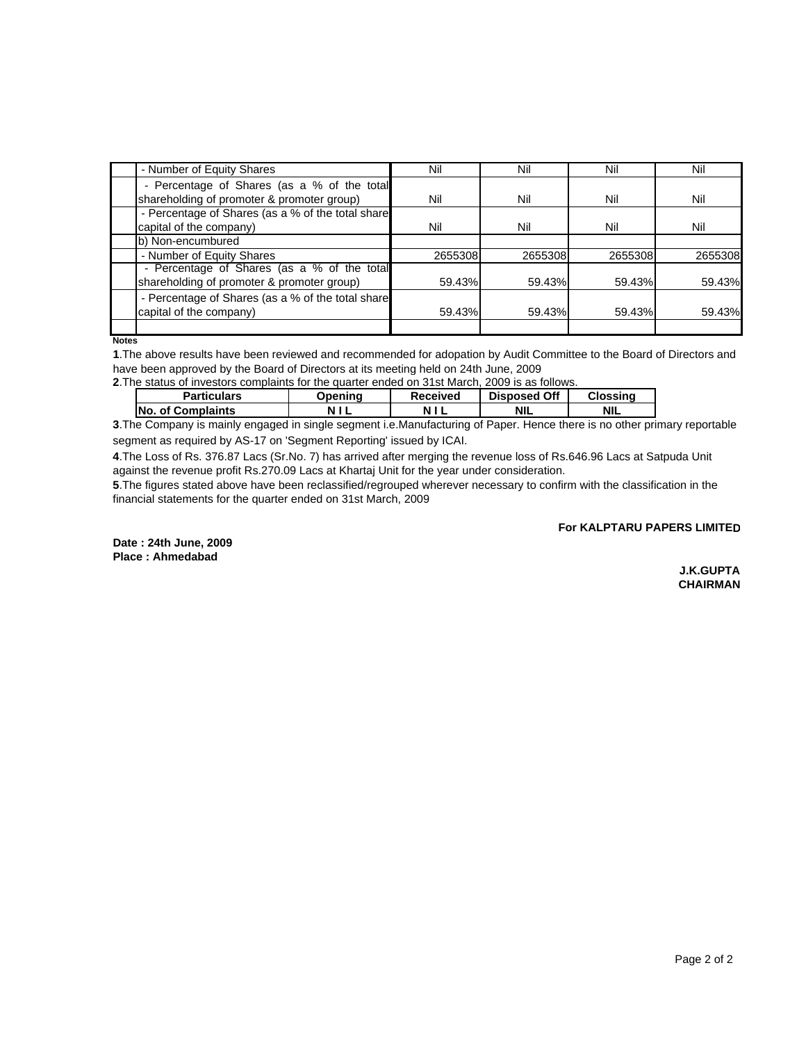| | | | | | |
|---|---|---|---|---|---|
| | - Number of Equity Shares | Nil | Nil | Nil | Nil |
| | - Percentage of Shares (as a % of the total shareholding of promoter & promoter group) | Nil | Nil | Nil | Nil |
| | - Percentage of Shares (as a % of the total share capital of the company) | Nil | Nil | Nil | Nil |
| | b) Non-encumbured | | | | |
| | - Number of Equity Shares | 2655308 | 2655308 | 2655308 | 2655308 |
| | - Percentage of Shares (as a % of the total shareholding of promoter & promoter group) | 59.43% | 59.43% | 59.43% | 59.43% |
| | - Percentage of Shares (as a % of the total share capital of the company) | 59.43% | 59.43% | 59.43% | 59.43% |
| | | | | | |

**Notes**

**1**.The above results have been reviewed and recommended for adopation by Audit Committee to the Board of Directors and have been approved by the Board of Directors at its meeting held on 24th June, 2009

**2**.The status of investors complaints for the quarter ended on 31st March, 2009 is as follows.

| Particulars | Opening | Received | Disposed Off | Clossing |
|---|---|---|---|---|
| No. of Complaints | N I L | N I L | NIL | NIL |

**3**.The Company is mainly engaged in single segment i.e.Manufacturing of Paper. Hence there is no other primary reportable segment as required by AS-17 on 'Segment Reporting' issued by ICAI.

**4**.The Loss of Rs. 376.87 Lacs (Sr.No. 7) has arrived after merging the revenue loss of Rs.646.96 Lacs at Satpuda Unit against the revenue profit Rs.270.09 Lacs at Khartaj Unit for the year under consideration.

**5**.The figures stated above have been reclassified/regrouped wherever necessary to confirm with the classification in the financial statements for the quarter ended on 31st March, 2009

**For KALPTARU PAPERS LIMITED**

**Date : 24th June, 2009**
**Place : Ahmedabad**

**J.K.GUPTA**
**CHAIRMAN**